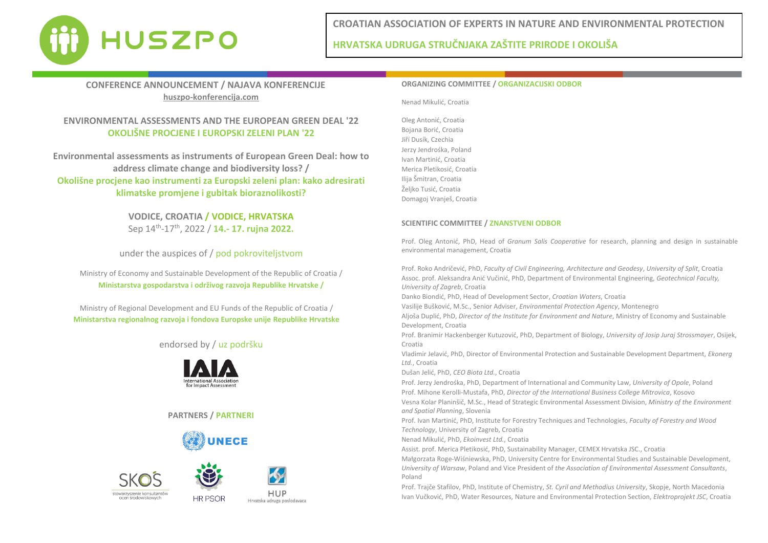# HUSZPO

**CROATIAN ASSOCIATION OF EXPERTS IN NATURE AND ENVIRONMENTAL PROTECTION**

**HRVATSKA UDRUGA STRUČNJAKA ZAŠTITE PRIRODE I OKOLIŠA**

## CONFERENCE ANNOUNCEMENT / NAJAVA KONFERENCIJE

**huszpo-konferencija.com**

## ENVIRONMENTAL ASSESSMENTS AND THE EUROPEAN GREEN DEAL '22
## OKOLIŠNE PROCJENE I EUROPSKI ZELENI PLAN '22

**Environmental assessments as instruments of European Green Deal: how to address climate change and biodiversity loss? /**
**Okolišne procjene kao instrumenti za Europski zeleni plan: kako adresirati klimatske promjene i gubitak bioraznolikosti?**

**VODICE, CROATIA / VODICE, HRVATSKA**
Sep 14th-17th, 2022 / **14.- 17. rujna 2022.**

under the auspices of / pod pokroviteljstvom

Ministry of Economy and Sustainable Development of the Republic of Croatia /
**Ministarstva gospodarstva i održivog razvoja Republike Hrvatske /**

Ministry of Regional Development and EU Funds of the Republic of Croatia /
**Ministarstva regionalnog razvoja i fondova Europske unije Republike Hrvatske**

endorsed by / uz podršku

IAIA International Association for Impact Assessment

**PARTNERS / PARTNERI**

UNECE

SKOŚ stowarzyszenie konsultantów ocen środowiskowych

HR PSOR

HUP Hrvatska udruga poslodavaca

### ORGANIZING COMMITTEE / ORGANIZACIJSKI ODBOR

Nenad Mikulić, Croatia

Oleg Antonić, Croatia
Bojana Borić, Croatia
Jiří Dusík, Czechia
Jerzy Jendrośka, Poland
Ivan Martinić, Croatia
Merica Pletikosić, Croatia
Ilija Šmitran, Croatia
Željko Tusić, Croatia
Domagoj Vranješ, Croatia

### SCIENTIFIC COMMITTEE / ZNANSTVENI ODBOR

Prof. Oleg Antonić, PhD, Head of *Granum Salis Cooperative* for research, planning and design in sustainable environmental management, Croatia

Prof. Roko Andričević, PhD, *Faculty of Civil Engineering, Architecture and Geodesy*, *University of Split*, Croatia
Assoc. prof. Aleksandra Anić Vučinić, PhD, Department of Environmental Engineering, *Geotechnical Faculty, University of Zagreb*, Croatia
Danko Biondić, PhD, Head of Development Sector, *Croatian Waters*, Croatia
Vasilije Bušković, M.Sc., Senior Adviser, *Environmental Protection Agency*, Montenegro
Aljoša Duplić, PhD, *Director of the Institute for Environment and Nature*, Ministry of Economy and Sustainable Development, Croatia
Prof. Branimir Hackenberger Kutuzović, PhD, Department of Biology, *University of Josip Juraj Strossmayer*, Osijek, Croatia
Vladimir Jelavić, PhD, Director of Environmental Protection and Sustainable Development Department, *Ekonerg Ltd.*, Croatia
Dušan Jelić, PhD, *CEO Biota Ltd.*, Croatia
Prof. Jerzy Jendrośka, PhD, Department of International and Community Law, *University of Opole*, Poland
Prof. Mihone Kerolli-Mustafa, PhD, *Director of the International Business College Mitrovica*, Kosovo
Vesna Kolar Planinšič, M.Sc., Head of Strategic Environmental Assessment Division, *Ministry of the Environment and Spatial Planning*, Slovenia
Prof. Ivan Martinić, PhD, Institute for Forestry Techniques and Technologies, *Faculty of Forestry and Wood Technology*, University of Zagreb, Croatia
Nenad Mikulić, PhD, *Ekoinvest Ltd.*, Croatia
Assist. prof. Merica Pletikosić, PhD, Sustainability Manager, CEMEX Hrvatska JSC., Croatia
Małgorzata Roge-Wiśniewska, PhD, University Centre for Environmental Studies and Sustainable Development, *University of Warsaw*, Poland and Vice President of *the Association of Environmental Assessment Consultants*, Poland
Prof. Trajče Stafilov, PhD, Institute of Chemistry, *St. Cyril and Methodius University*, Skopje, North Macedonia
Ivan Vučković, PhD, Water Resources, Nature and Environmental Protection Section, *Elektroprojekt JSC*, Croatia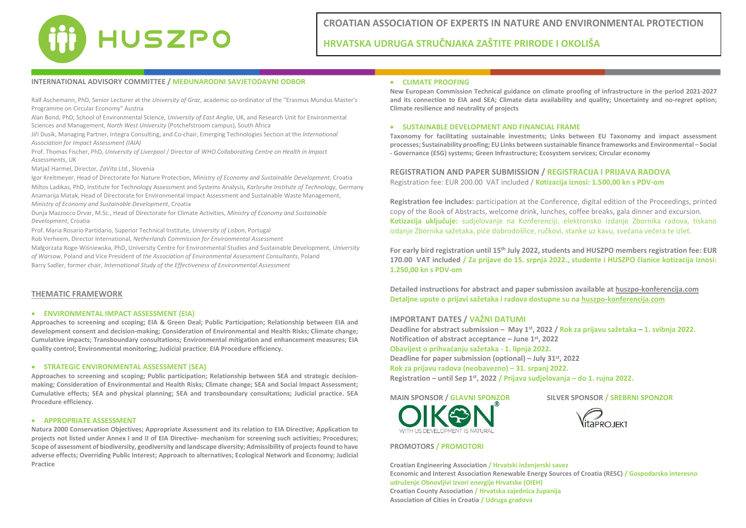# HUSZPO

**CROATIAN ASSOCIATION OF EXPERTS IN NATURE AND ENVIRONMENTAL PROTECTION**

**HRVATSKA UDRUGA STRUČNJAKA ZAŠTITE PRIRODE I OKOLIŠA**

## INTERNATIONAL ADVISORY COMMITTEE / MEĐUNARODNI SAVJETODAVNI ODBOR

Ralf Aschemann, PhD, Senior Lecturer at the *University of Graz*, academic co-ordinator of the "Erasmus Mundus Master's Programme on Circular Economy" Austria

Alan Bond, PhD, School of Environmental Science, *University of East Anglia*, UK, and Research Unit for Environmental Sciences and Management, *North West University* (Potchefstroom campus), South Africa

Jiří Dusík, Managing Partner, Integra Consulting, and Co-chair, Emerging Technologies Section at the *International Association for Impact Assessment (IAIA)*

Prof. Thomas Fischer, PhD, *University of Liverpool* / Director of *WHO Collaborating Centre on Health in Impact Assessments*, UK

Matjaž Harmel, Director, *ZaVita Ltd.*, Slovenia

Igor Kreitmeyer, Head of Directorate for Nature Protection, *Ministry of Economy and Sustainable Development*, Croatia

Miltos Ladikas, PhD, Institute for Technology Assessment and Systems Analysis, *Karlsruhe Institute of Technology*, Germany

Anamarija Matak, Head of Directorate for Environmental Impact Assessment and Sustainable Waste Management, *Ministry of Economy and Sustainable Development*, Croatia

Dunja Mazzocco Drvar, M.Sc., Head of Directorate for Climate Activities, *Ministry of Economy and Sustainable Development*, Croatia

Prof. Maria Rosario Partidario, Superior Technical Institute, *University of Lisbon*, Portugal

Rob Verheem, Director International, *Netherlands Commission for Environmental Assessment*

Małgorzata Roge-Wiśniewska, PhD, University Centre for Environmental Studies and Sustainable Development, *University of Warsaw*, Poland and Vice President of *the Association of Environmental Assessment Consultants*, Poland

Barry Sadler, former chair, *International Study of the Effectiveness of Environmental Assessment*

## THEMATIC FRAMEWORK

- **ENVIRONMENTAL IMPACT ASSESSMENT (EIA)**

**Approaches to screening and scoping; EIA & Green Deal; Public Participation; Relationship between EIA and development consent and decision-making; Consideration of Environmental and Health Risks; Climate change; Cumulative impacts; Transboundary consultations; Environmental mitigation and enhancement measures; EIA quality control; Environmental monitoring; Judicial practice; EIA Procedure efficiency.**

- **STRATEGIC ENVIRONMENTAL ASSESSMENT (SEA)**

**Approaches to screening and scoping; Public participation; Relationship between SEA and strategic decision-making; Consideration of Environmental and Health Risks; Climate change; SEA and Social Impact Assessment; Cumulative effects; SEA and physical planning; SEA and transboundary consultations; Judicial practice. SEA Procedure efficiency.**

- **APPROPRIATE ASSESSMENT**

**Natura 2000 Conservation Objectives; Appropriate Assessment and its relation to EIA Directive; Application to projects not listed under Annex I and II of EIA Directive- mechanism for screening such activities; Procedures; Scope of assessment of biodiversity, geodiversity and landscape diversity; Admissibility of projects found to have adverse effects; Overriding Public Interest; Approach to alternatives; Ecological Network and Economy; Judicial Practice**

- **CLIMATE PROOFING**

**New European Commission Technical guidance on climate proofing of infrastructure in the period 2021-2027 and its connection to EIA and SEA; Climate data availability and quality; Uncertainty and no-regret option; Climate resilience and neutrality of projects**

- **SUSTAINABLE DEVELOPMENT AND FINANCIAL FRAME**

**Taxonomy for facilitating sustainable investments; Links between EU Taxonomy and impact assessment processes; Sustainability proofing; EU Links between sustainable finance frameworks and Environmental – Social - Governance (ESG) systems; Green Infrastructure; Ecosystem services; Circular economy**

## REGISTRATION AND PAPER SUBMISSION / REGISTRACIJA I PRIJAVA RADOVA

Registration fee: EUR 200.00 VAT included / **Kotizacija iznosi: 1.500,00 kn s PDV-om**

**Registration fee includes:** participation at the Conference, digital edition of the Proceedings, printed copy of the Book of Abstracts, welcome drink, lunches, coffee breaks, gala dinner and excursion.
**Kotizacija uključuje:** sudjelovanje na Konferenciji, elektronsko izdanje Zbornika radova, tiskano izdanje Zbornika sažetaka, piće dobrodošlice, ručkovi, stanke uz kavu, svečana večera te izlet.

**For early bird registration until 15th July 2022, students and HUSZPO members registration fee: EUR 170.00 VAT included / Za prijave do 15. srpnja 2022., studente i HUSZPO članice kotizacija iznosi: 1.250,00 kn s PDV-om**

**Detailed instructions for abstract and paper submission available at huszpo-konferencija.com**
**Detaljne upute o prijavi sažetaka i radova dostupne su na huszpo-konferencija.com**

## IMPORTANT DATES / VAŽNI DATUMI

**Deadline for abstract submission – May 1st, 2022 / Rok za prijavu sažetaka – 1. svibnja 2022.**
**Notification of abstract acceptance – June 1st, 2022**
**Obavijest o prihvaćanju sažetaka - 1. lipnja 2022.**
**Deadline for paper submission (optional) – July 31st, 2022**
**Rok za prijavu radova (neobavezno) – 31. srpanj 2022.**
**Registration – until Sep 1st, 2022 / Prijava sudjelovanja – do 1. rujna 2022.**

**MAIN SPONSOR / GLAVNI SPONZOR**

OIKON – WITH US DEVELOPMENT IS NATURAL

**SILVER SPONSOR / SREBRNI SPONZOR**

VitaPROJEKT

**PROMOTORS / PROMOTORI**

**Croatian Engineering Association / Hrvatski inženjerski savez**
**Economic and Interest Association Renewable Energy Sources of Croatia (RESC) / Gospodarsko interesno udruženje Obnovljivi izvori energije Hrvatske (OIEH)**
**Croatian County Association / Hrvatska zajednica županija**
**Association of Cities in Croatia / Udruga gradova**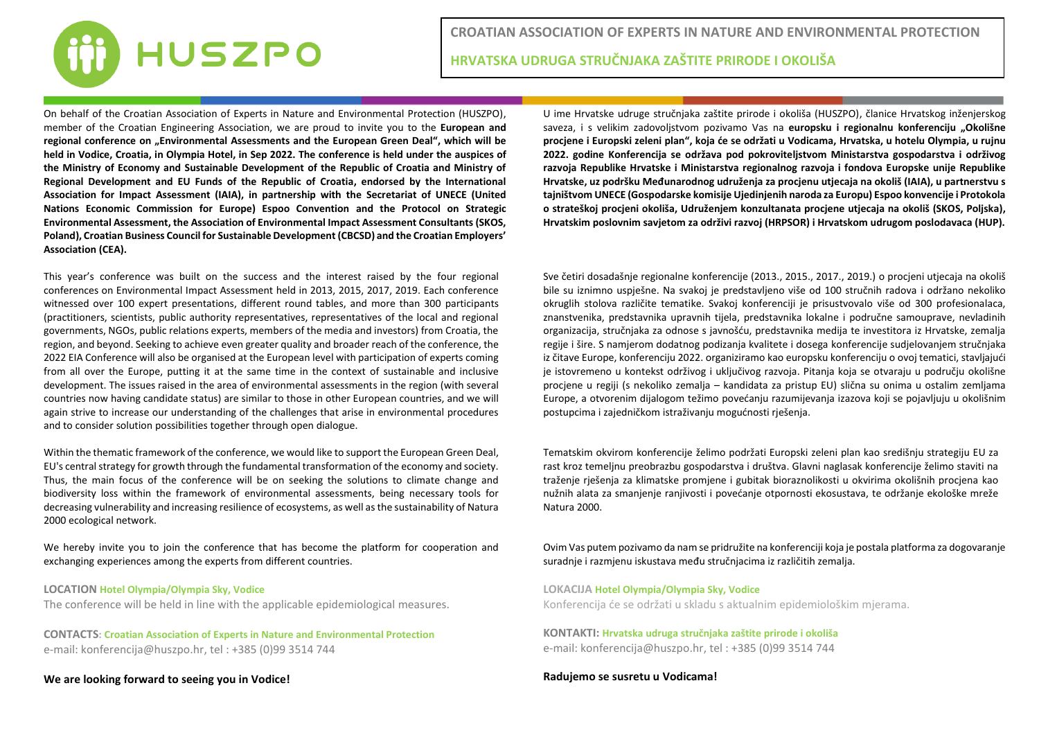HUSZPO

**CROATIAN ASSOCIATION OF EXPERTS IN NATURE AND ENVIRONMENTAL PROTECTION**

**HRVATSKA UDRUGA STRUČNJAKA ZAŠTITE PRIRODE I OKOLIŠA**

On behalf of the Croatian Association of Experts in Nature and Environmental Protection (HUSZPO), member of the Croatian Engineering Association, we are proud to invite you to the **European and regional conference on „Environmental Assessments and the European Green Deal", which will be held in Vodice, Croatia, in Olympia Hotel, in Sep 2022. The conference is held under the auspices of the Ministry of Economy and Sustainable Development of the Republic of Croatia and Ministry of Regional Development and EU Funds of the Republic of Croatia, endorsed by the International Association for Impact Assessment (IAIA), in partnership with the Secretariat of UNECE (United Nations Economic Commission for Europe) Espoo Convention and the Protocol on Strategic Environmental Assessment, the Association of Environmental Impact Assessment Consultants (SKOS, Poland), Croatian Business Council for Sustainable Development (CBCSD) and the Croatian Employers' Association (CEA).**

This year's conference was built on the success and the interest raised by the four regional conferences on Environmental Impact Assessment held in 2013, 2015, 2017, 2019. Each conference witnessed over 100 expert presentations, different round tables, and more than 300 participants (practitioners, scientists, public authority representatives, representatives of the local and regional governments, NGOs, public relations experts, members of the media and investors) from Croatia, the region, and beyond. Seeking to achieve even greater quality and broader reach of the conference, the 2022 EIA Conference will also be organised at the European level with participation of experts coming from all over the Europe, putting it at the same time in the context of sustainable and inclusive development. The issues raised in the area of environmental assessments in the region (with several countries now having candidate status) are similar to those in other European countries, and we will again strive to increase our understanding of the challenges that arise in environmental procedures and to consider solution possibilities together through open dialogue.

Within the thematic framework of the conference, we would like to support the European Green Deal, EU's central strategy for growth through the fundamental transformation of the economy and society. Thus, the main focus of the conference will be on seeking the solutions to climate change and biodiversity loss within the framework of environmental assessments, being necessary tools for decreasing vulnerability and increasing resilience of ecosystems, as well as the sustainability of Natura 2000 ecological network.

We hereby invite you to join the conference that has become the platform for cooperation and exchanging experiences among the experts from different countries.

**LOCATION** **Hotel Olympia/Olympia Sky, Vodice**
The conference will be held in line with the applicable epidemiological measures.

**CONTACTS**: **Croatian Association of Experts in Nature and Environmental Protection**
e-mail: konferencija@huszpo.hr, tel : +385 (0)99 3514 744

**We are looking forward to seeing you in Vodice!**

U ime Hrvatske udruge stručnjaka zaštite prirode i okoliša (HUSZPO), članice Hrvatskog inženjerskog saveza, i s velikim zadovoljstvom pozivamo Vas na **europsku i regionalnu konferenciju „Okolišne procjene i Europski zeleni plan", koja će se održati u Vodicama, Hrvatska, u hotelu Olympia, u rujnu 2022. godine Konferencija se održava pod pokroviteljstvom Ministarstva gospodarstva i održivog razvoja Republike Hrvatske i Ministarstva regionalnog razvoja i fondova Europske unije Republike Hrvatske, uz podršku Međunarodnog udruženja za procjenu utjecaja na okoliš (IAIA), u partnerstvu s tajništvom UNECE (Gospodarske komisije Ujedinjenih naroda za Europu) Espoo konvencije i Protokola o strateškoj procjeni okoliša, Udruženjem konzultanata procjene utjecaja na okoliš (SKOS, Poljska), Hrvatskim poslovnim savjetom za održivi razvoj (HRPSOR) i Hrvatskom udrugom poslodavaca (HUP).**

Sve četiri dosadašnje regionalne konferencije (2013., 2015., 2017., 2019.) o procjeni utjecaja na okoliš bile su iznimno uspješne. Na svakoj je predstavljeno više od 100 stručnih radova i održano nekoliko okruglih stolova različite tematike. Svakoj konferenciji je prisustvovalo više od 300 profesionalaca, znanstvenika, predstavnika upravnih tijela, predstavnika lokalne i područne samouprave, nevladinih organizacija, stručnjaka za odnose s javnošću, predstavnika medija te investitora iz Hrvatske, zemalja regije i šire. S namjerom dodatnog podizanja kvalitete i dosega konferencije sudjelovanjem stručnjaka iz čitave Europe, konferenciju 2022. organiziramo kao europsku konferenciju o ovoj tematici, stavljajući je istovremeno u kontekst održivog i uključivog razvoja. Pitanja koja se otvaraju u području okolišne procjene u regiji (s nekoliko zemalja – kandidata za pristup EU) slična su onima u ostalim zemljama Europe, a otvorenim dijalogom težimo povećanju razumijevanja izazova koji se pojavljuju u okolišnim postupcima i zajedničkom istraživanju mogućnosti rješenja.

Tematskim okvirom konferencije želimo podržati Europski zeleni plan kao središnju strategiju EU za rast kroz temeljnu preobrazbu gospodarstva i društva. Glavni naglasak konferencije želimo staviti na traženje rješenja za klimatske promjene i gubitak bioraznolikosti u okvirima okolišnih procjena kao nužnih alata za smanjenje ranjivosti i povećanje otpornosti ekosustava, te održanje ekološke mreže Natura 2000.

Ovim Vas putem pozivamo da nam se pridružite na konferenciji koja je postala platforma za dogovaranje suradnje i razmjenu iskustava među stručnjacima iz različitih zemalja.

**LOKACIJA** **Hotel Olympia/Olympia Sky, Vodice**
Konferencija će se održati u skladu s aktualnim epidemiološkim mjerama.

**KONTAKTI:** **Hrvatska udruga stručnjaka zaštite prirode i okoliša**
e-mail: konferencija@huszpo.hr, tel : +385 (0)99 3514 744

**Radujemo se susretu u Vodicama!**